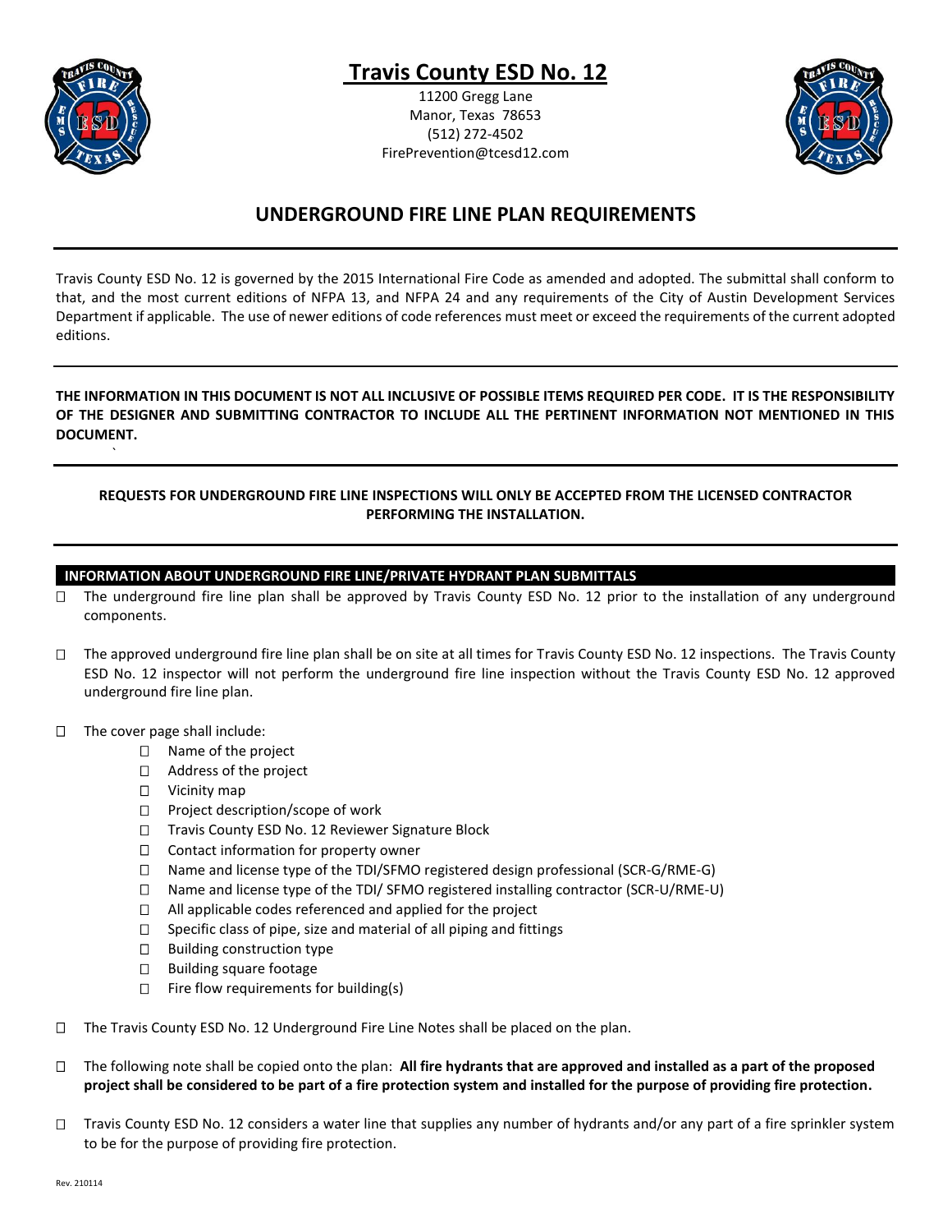# Travis County ESD No. 12

11200 Gregg Lane
Manor, Texas 78653
(512) 272-4502
FirePrevention@tcesd12.com

## UNDERGROUND FIRE LINE PLAN REQUIREMENTS

---

Travis County ESD No. 12 is governed by the 2015 International Fire Code as amended and adopted. The submittal shall conform to that, and the most current editions of NFPA 13, and NFPA 24 and any requirements of the City of Austin Development Services Department if applicable. The use of newer editions of code references must meet or exceed the requirements of the current adopted editions.

---

**THE INFORMATION IN THIS DOCUMENT IS NOT ALL INCLUSIVE OF POSSIBLE ITEMS REQUIRED PER CODE. IT IS THE RESPONSIBILITY OF THE DESIGNER AND SUBMITTING CONTRACTOR TO INCLUDE ALL THE PERTINENT INFORMATION NOT MENTIONED IN THIS DOCUMENT.**

---

**REQUESTS FOR UNDERGROUND FIRE LINE INSPECTIONS WILL ONLY BE ACCEPTED FROM THE LICENSED CONTRACTOR PERFORMING THE INSTALLATION.**

---

### INFORMATION ABOUT UNDERGROUND FIRE LINE/PRIVATE HYDRANT PLAN SUBMITTALS

- ☐ The underground fire line plan shall be approved by Travis County ESD No. 12 prior to the installation of any underground components.

- ☐ The approved underground fire line plan shall be on site at all times for Travis County ESD No. 12 inspections. The Travis County ESD No. 12 inspector will not perform the underground fire line inspection without the Travis County ESD No. 12 approved underground fire line plan.

- ☐ The cover page shall include:
  - ☐ Name of the project
  - ☐ Address of the project
  - ☐ Vicinity map
  - ☐ Project description/scope of work
  - ☐ Travis County ESD No. 12 Reviewer Signature Block
  - ☐ Contact information for property owner
  - ☐ Name and license type of the TDI/SFMO registered design professional (SCR-G/RME-G)
  - ☐ Name and license type of the TDI/ SFMO registered installing contractor (SCR-U/RME-U)
  - ☐ All applicable codes referenced and applied for the project
  - ☐ Specific class of pipe, size and material of all piping and fittings
  - ☐ Building construction type
  - ☐ Building square footage
  - ☐ Fire flow requirements for building(s)

- ☐ The Travis County ESD No. 12 Underground Fire Line Notes shall be placed on the plan.

- ☐ The following note shall be copied onto the plan: **All fire hydrants that are approved and installed as a part of the proposed project shall be considered to be part of a fire protection system and installed for the purpose of providing fire protection.**

- ☐ Travis County ESD No. 12 considers a water line that supplies any number of hydrants and/or any part of a fire sprinkler system to be for the purpose of providing fire protection.

Rev. 210114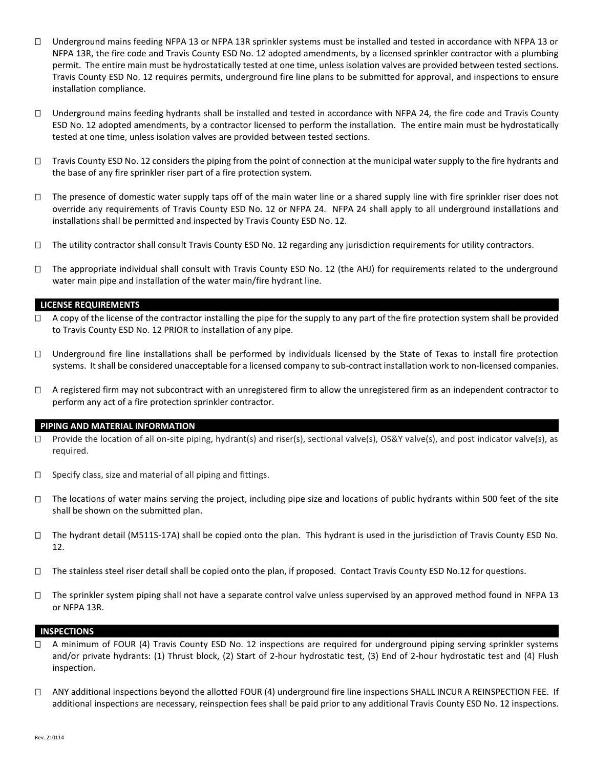- ☐ Underground mains feeding NFPA 13 or NFPA 13R sprinkler systems must be installed and tested in accordance with NFPA 13 or NFPA 13R, the fire code and Travis County ESD No. 12 adopted amendments, by a licensed sprinkler contractor with a plumbing permit. The entire main must be hydrostatically tested at one time, unless isolation valves are provided between tested sections. Travis County ESD No. 12 requires permits, underground fire line plans to be submitted for approval, and inspections to ensure installation compliance.

- ☐ Underground mains feeding hydrants shall be installed and tested in accordance with NFPA 24, the fire code and Travis County ESD No. 12 adopted amendments, by a contractor licensed to perform the installation. The entire main must be hydrostatically tested at one time, unless isolation valves are provided between tested sections.

- ☐ Travis County ESD No. 12 considers the piping from the point of connection at the municipal water supply to the fire hydrants and the base of any fire sprinkler riser part of a fire protection system.

- ☐ The presence of domestic water supply taps off of the main water line or a shared supply line with fire sprinkler riser does not override any requirements of Travis County ESD No. 12 or NFPA 24. NFPA 24 shall apply to all underground installations and installations shall be permitted and inspected by Travis County ESD No. 12.

- ☐ The utility contractor shall consult Travis County ESD No. 12 regarding any jurisdiction requirements for utility contractors.

- ☐ The appropriate individual shall consult with Travis County ESD No. 12 (the AHJ) for requirements related to the underground water main pipe and installation of the water main/fire hydrant line.

## LICENSE REQUIREMENTS

- ☐ A copy of the license of the contractor installing the pipe for the supply to any part of the fire protection system shall be provided to Travis County ESD No. 12 PRIOR to installation of any pipe.

- ☐ Underground fire line installations shall be performed by individuals licensed by the State of Texas to install fire protection systems. It shall be considered unacceptable for a licensed company to sub-contract installation work to non-licensed companies.

- ☐ A registered firm may not subcontract with an unregistered firm to allow the unregistered firm as an independent contractor to perform any act of a fire protection sprinkler contractor.

## PIPING AND MATERIAL INFORMATION

- ☐ Provide the location of all on-site piping, hydrant(s) and riser(s), sectional valve(s), OS&Y valve(s), and post indicator valve(s), as required.

- ☐ Specify class, size and material of all piping and fittings.

- ☐ The locations of water mains serving the project, including pipe size and locations of public hydrants within 500 feet of the site shall be shown on the submitted plan.

- ☐ The hydrant detail (M511S-17A) shall be copied onto the plan. This hydrant is used in the jurisdiction of Travis County ESD No. 12.

- ☐ The stainless steel riser detail shall be copied onto the plan, if proposed. Contact Travis County ESD No.12 for questions.

- ☐ The sprinkler system piping shall not have a separate control valve unless supervised by an approved method found in NFPA 13 or NFPA 13R.

## INSPECTIONS

- ☐ A minimum of FOUR (4) Travis County ESD No. 12 inspections are required for underground piping serving sprinkler systems and/or private hydrants: (1) Thrust block, (2) Start of 2-hour hydrostatic test, (3) End of 2-hour hydrostatic test and (4) Flush inspection.

- ☐ ANY additional inspections beyond the allotted FOUR (4) underground fire line inspections SHALL INCUR A REINSPECTION FEE. If additional inspections are necessary, reinspection fees shall be paid prior to any additional Travis County ESD No. 12 inspections.

Rev. 210114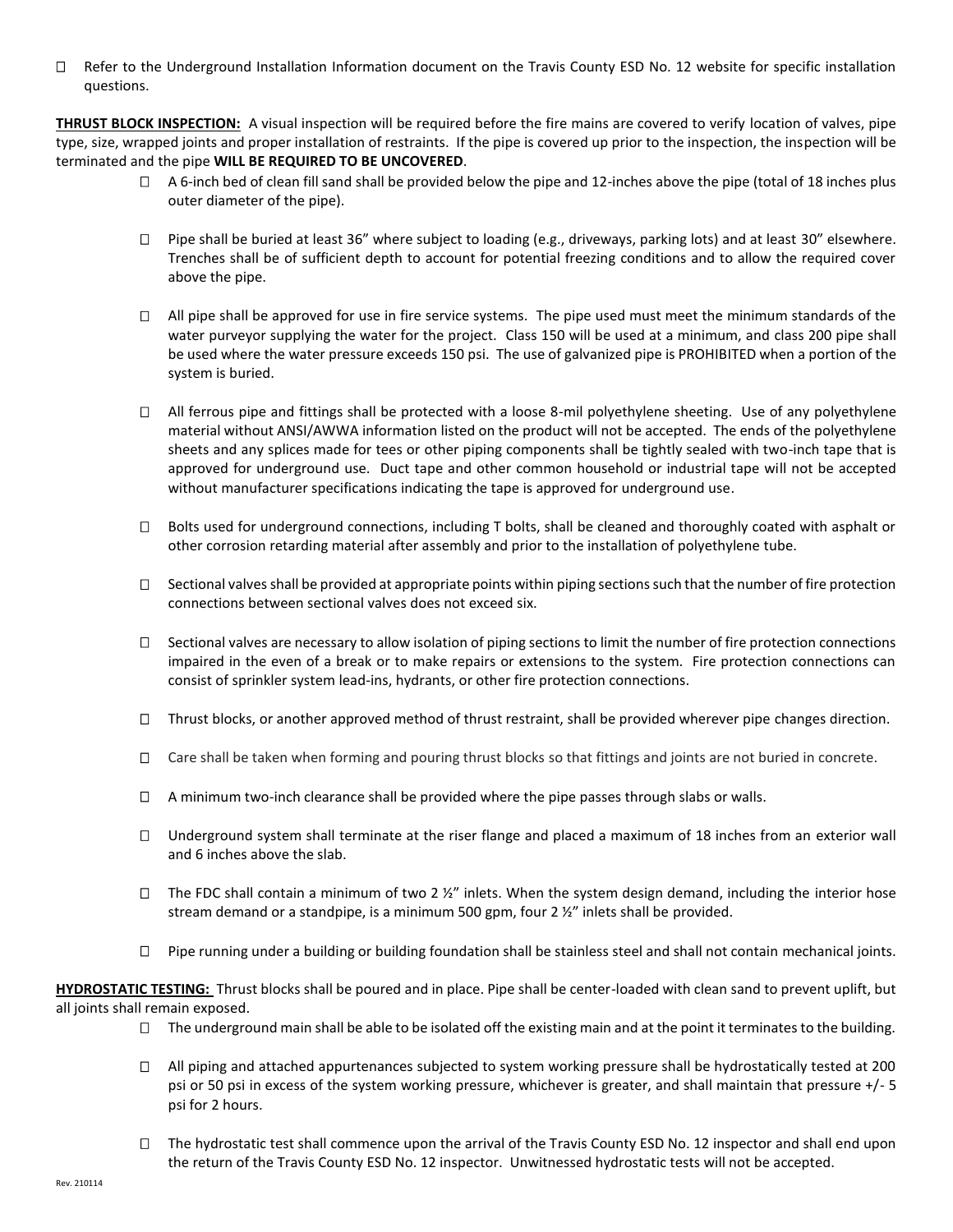- ☐ Refer to the Underground Installation Information document on the Travis County ESD No. 12 website for specific installation questions.

**THRUST BLOCK INSPECTION:** A visual inspection will be required before the fire mains are covered to verify location of valves, pipe type, size, wrapped joints and proper installation of restraints. If the pipe is covered up prior to the inspection, the inspection will be terminated and the pipe **WILL BE REQUIRED TO BE UNCOVERED**.

- ☐ A 6-inch bed of clean fill sand shall be provided below the pipe and 12-inches above the pipe (total of 18 inches plus outer diameter of the pipe).
- ☐ Pipe shall be buried at least 36" where subject to loading (e.g., driveways, parking lots) and at least 30" elsewhere. Trenches shall be of sufficient depth to account for potential freezing conditions and to allow the required cover above the pipe.
- ☐ All pipe shall be approved for use in fire service systems. The pipe used must meet the minimum standards of the water purveyor supplying the water for the project. Class 150 will be used at a minimum, and class 200 pipe shall be used where the water pressure exceeds 150 psi. The use of galvanized pipe is PROHIBITED when a portion of the system is buried.
- ☐ All ferrous pipe and fittings shall be protected with a loose 8-mil polyethylene sheeting. Use of any polyethylene material without ANSI/AWWA information listed on the product will not be accepted. The ends of the polyethylene sheets and any splices made for tees or other piping components shall be tightly sealed with two-inch tape that is approved for underground use. Duct tape and other common household or industrial tape will not be accepted without manufacturer specifications indicating the tape is approved for underground use.
- ☐ Bolts used for underground connections, including T bolts, shall be cleaned and thoroughly coated with asphalt or other corrosion retarding material after assembly and prior to the installation of polyethylene tube.
- ☐ Sectional valves shall be provided at appropriate points within piping sections such that the number of fire protection connections between sectional valves does not exceed six.
- ☐ Sectional valves are necessary to allow isolation of piping sections to limit the number of fire protection connections impaired in the even of a break or to make repairs or extensions to the system. Fire protection connections can consist of sprinkler system lead-ins, hydrants, or other fire protection connections.
- ☐ Thrust blocks, or another approved method of thrust restraint, shall be provided wherever pipe changes direction.
- ☐ Care shall be taken when forming and pouring thrust blocks so that fittings and joints are not buried in concrete.
- ☐ A minimum two-inch clearance shall be provided where the pipe passes through slabs or walls.
- ☐ Underground system shall terminate at the riser flange and placed a maximum of 18 inches from an exterior wall and 6 inches above the slab.
- ☐ The FDC shall contain a minimum of two 2 ½" inlets. When the system design demand, including the interior hose stream demand or a standpipe, is a minimum 500 gpm, four 2 ½" inlets shall be provided.
- ☐ Pipe running under a building or building foundation shall be stainless steel and shall not contain mechanical joints.

**HYDROSTATIC TESTING:** Thrust blocks shall be poured and in place. Pipe shall be center-loaded with clean sand to prevent uplift, but all joints shall remain exposed.

- ☐ The underground main shall be able to be isolated off the existing main and at the point it terminates to the building.
- ☐ All piping and attached appurtenances subjected to system working pressure shall be hydrostatically tested at 200 psi or 50 psi in excess of the system working pressure, whichever is greater, and shall maintain that pressure +/- 5 psi for 2 hours.
- ☐ The hydrostatic test shall commence upon the arrival of the Travis County ESD No. 12 inspector and shall end upon the return of the Travis County ESD No. 12 inspector. Unwitnessed hydrostatic tests will not be accepted.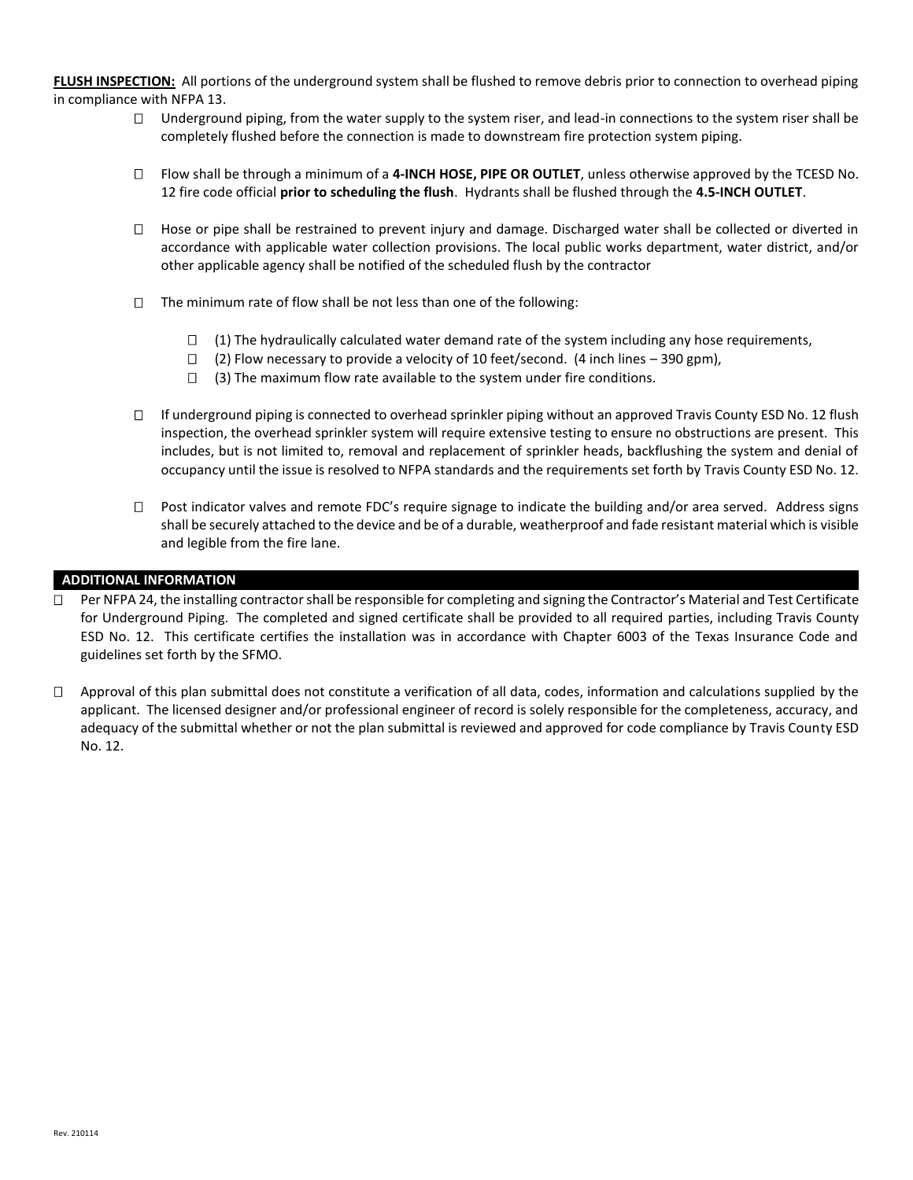**FLUSH INSPECTION:** All portions of the underground system shall be flushed to remove debris prior to connection to overhead piping in compliance with NFPA 13.

- ☐ Underground piping, from the water supply to the system riser, and lead-in connections to the system riser shall be completely flushed before the connection is made to downstream fire protection system piping.
- ☐ Flow shall be through a minimum of a **4-INCH HOSE, PIPE OR OUTLET**, unless otherwise approved by the TCESD No. 12 fire code official **prior to scheduling the flush**. Hydrants shall be flushed through the **4.5-INCH OUTLET**.
- ☐ Hose or pipe shall be restrained to prevent injury and damage. Discharged water shall be collected or diverted in accordance with applicable water collection provisions. The local public works department, water district, and/or other applicable agency shall be notified of the scheduled flush by the contractor
- ☐ The minimum rate of flow shall be not less than one of the following:
  - ☐ (1) The hydraulically calculated water demand rate of the system including any hose requirements,
  - ☐ (2) Flow necessary to provide a velocity of 10 feet/second. (4 inch lines – 390 gpm),
  - ☐ (3) The maximum flow rate available to the system under fire conditions.
- ☐ If underground piping is connected to overhead sprinkler piping without an approved Travis County ESD No. 12 flush inspection, the overhead sprinkler system will require extensive testing to ensure no obstructions are present. This includes, but is not limited to, removal and replacement of sprinkler heads, backflushing the system and denial of occupancy until the issue is resolved to NFPA standards and the requirements set forth by Travis County ESD No. 12.
- ☐ Post indicator valves and remote FDC's require signage to indicate the building and/or area served. Address signs shall be securely attached to the device and be of a durable, weatherproof and fade resistant material which is visible and legible from the fire lane.

## ADDITIONAL INFORMATION

- ☐ Per NFPA 24, the installing contractor shall be responsible for completing and signing the Contractor's Material and Test Certificate for Underground Piping. The completed and signed certificate shall be provided to all required parties, including Travis County ESD No. 12. This certificate certifies the installation was in accordance with Chapter 6003 of the Texas Insurance Code and guidelines set forth by the SFMO.
- ☐ Approval of this plan submittal does not constitute a verification of all data, codes, information and calculations supplied by the applicant. The licensed designer and/or professional engineer of record is solely responsible for the completeness, accuracy, and adequacy of the submittal whether or not the plan submittal is reviewed and approved for code compliance by Travis County ESD No. 12.

Rev. 210114